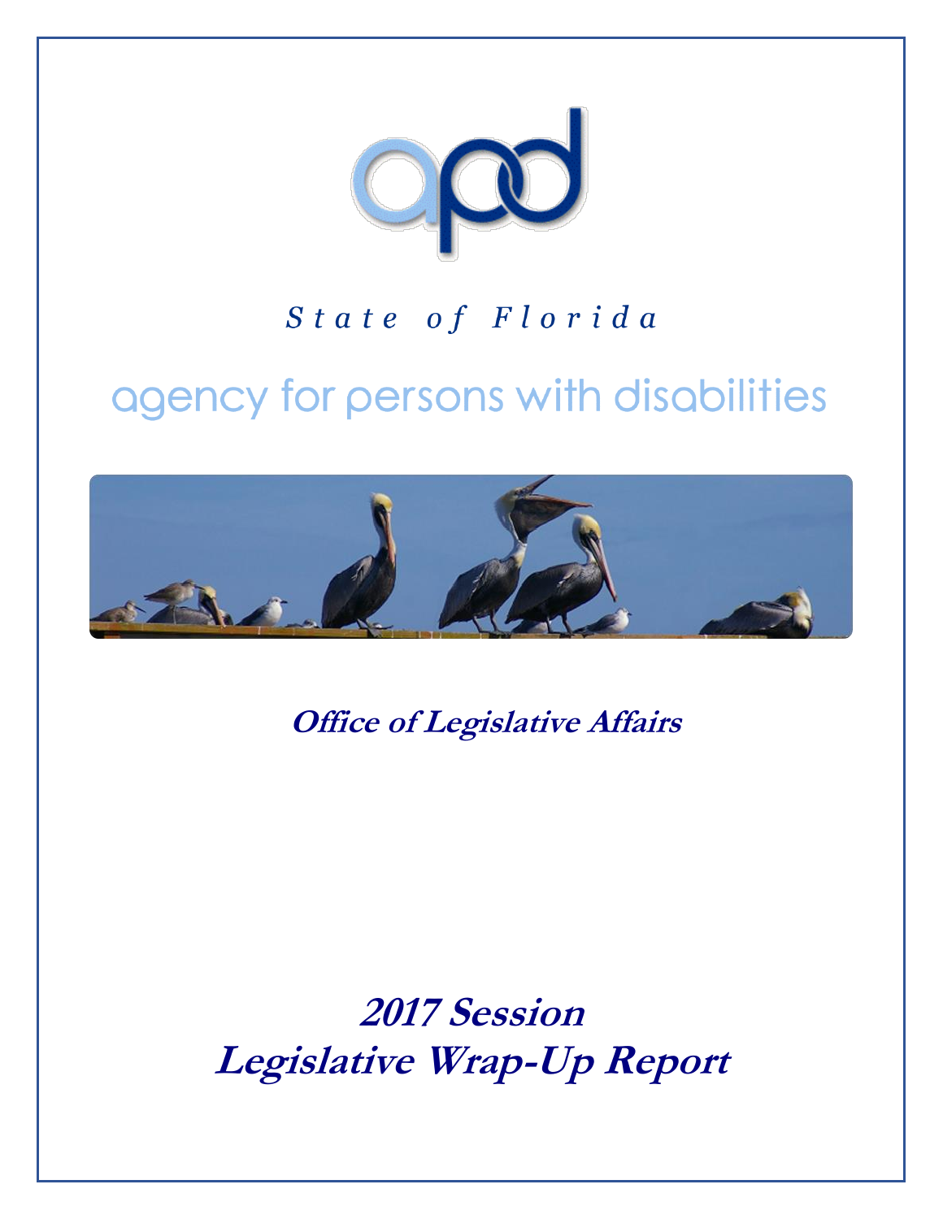apd

*State of Florida*

agency for persons with disabilities

**Office of Legislative Affairs**

# 2017 Session Legislative Wrap-Up Report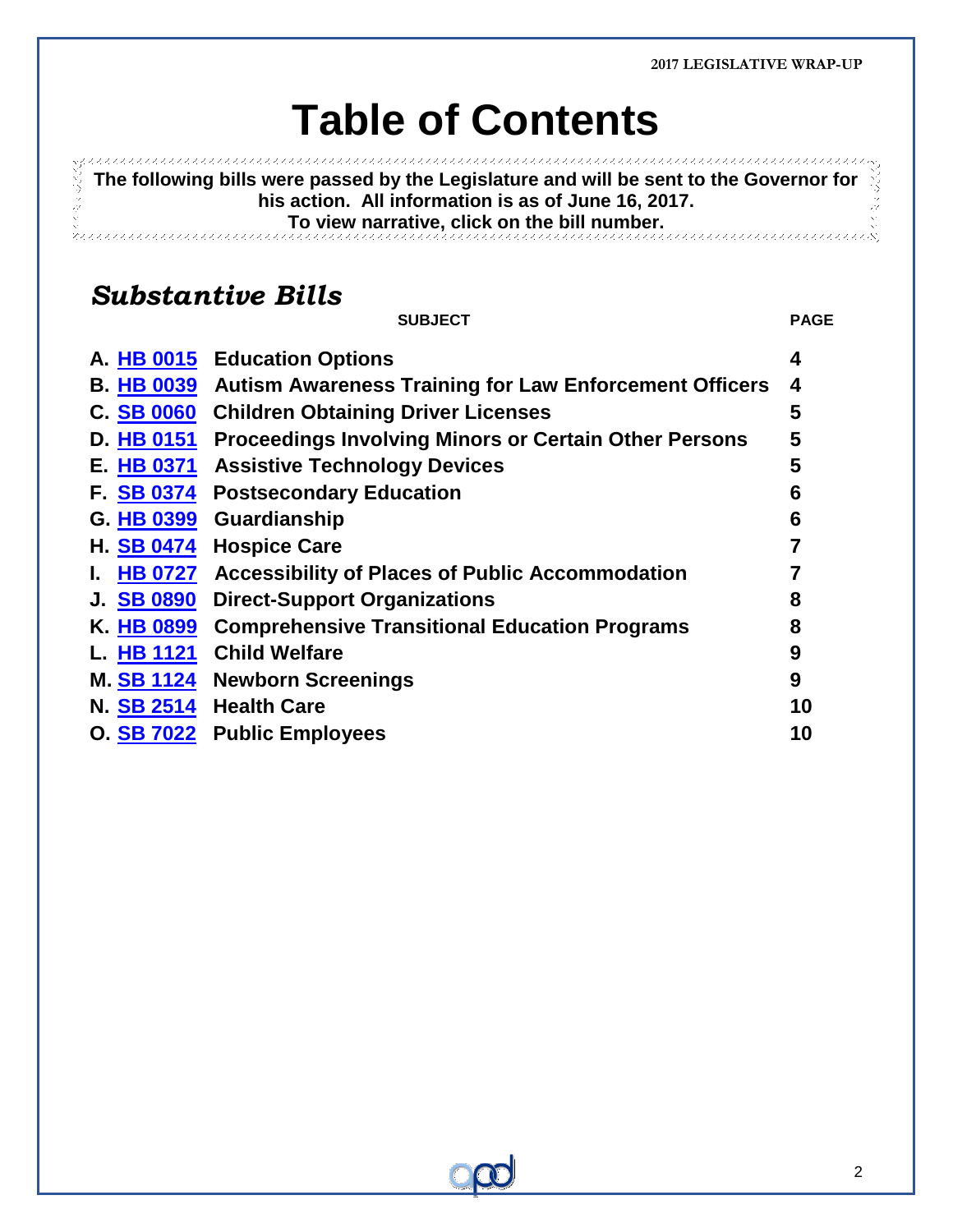# Table of Contents

**The following bills were passed by the Legislature and will be sent to the Governor for his action. All information is as of June 16, 2017.**
**To view narrative, click on the bill number.**

## *Substantive Bills*

| | | SUBJECT | PAGE |
|---|---|---|---|
| A. | HB 0015 | Education Options | 4 |
| B. | HB 0039 | Autism Awareness Training for Law Enforcement Officers | 4 |
| C. | SB 0060 | Children Obtaining Driver Licenses | 5 |
| D. | HB 0151 | Proceedings Involving Minors or Certain Other Persons | 5 |
| E. | HB 0371 | Assistive Technology Devices | 5 |
| F. | SB 0374 | Postsecondary Education | 6 |
| G. | HB 0399 | Guardianship | 6 |
| H. | SB 0474 | Hospice Care | 7 |
| I. | HB 0727 | Accessibility of Places of Public Accommodation | 7 |
| J. | SB 0890 | Direct-Support Organizations | 8 |
| K. | HB 0899 | Comprehensive Transitional Education Programs | 8 |
| L. | HB 1121 | Child Welfare | 9 |
| M. | SB 1124 | Newborn Screenings | 9 |
| N. | SB 2514 | Health Care | 10 |
| O. | SB 7022 | Public Employees | 10 |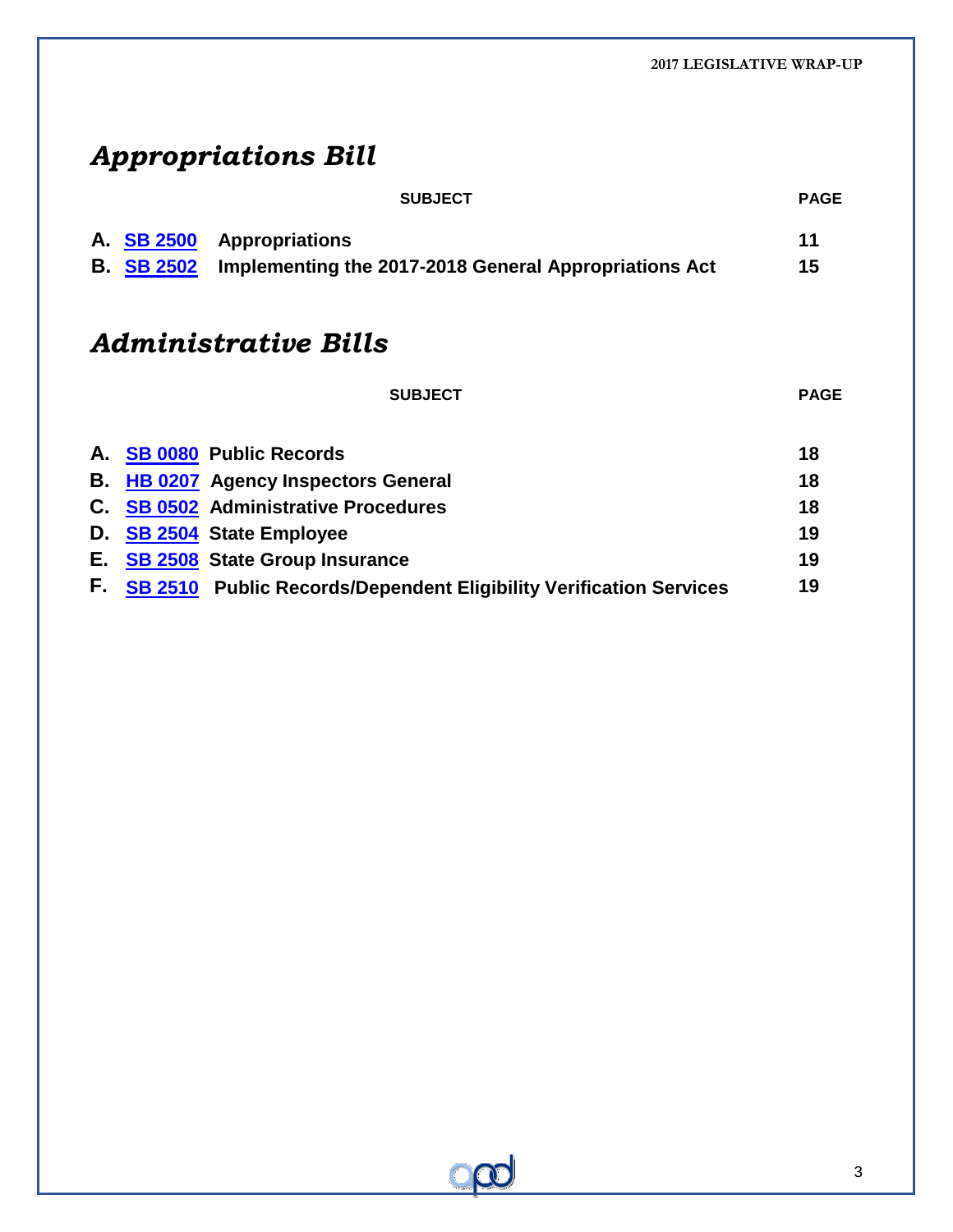## *Appropriations Bill*

| | | SUBJECT | PAGE |
|---|---|---|---|
| A. | SB 2500 | Appropriations | 11 |
| B. | SB 2502 | Implementing the 2017-2018 General Appropriations Act | 15 |

## *Administrative Bills*

| | | SUBJECT | PAGE |
|---|---|---|---|
| A. | SB 0080 | Public Records | 18 |
| B. | HB 0207 | Agency Inspectors General | 18 |
| C. | SB 0502 | Administrative Procedures | 18 |
| D. | SB 2504 | State Employee | 19 |
| E. | SB 2508 | State Group Insurance | 19 |
| F. | SB 2510 | Public Records/Dependent Eligibility Verification Services | 19 |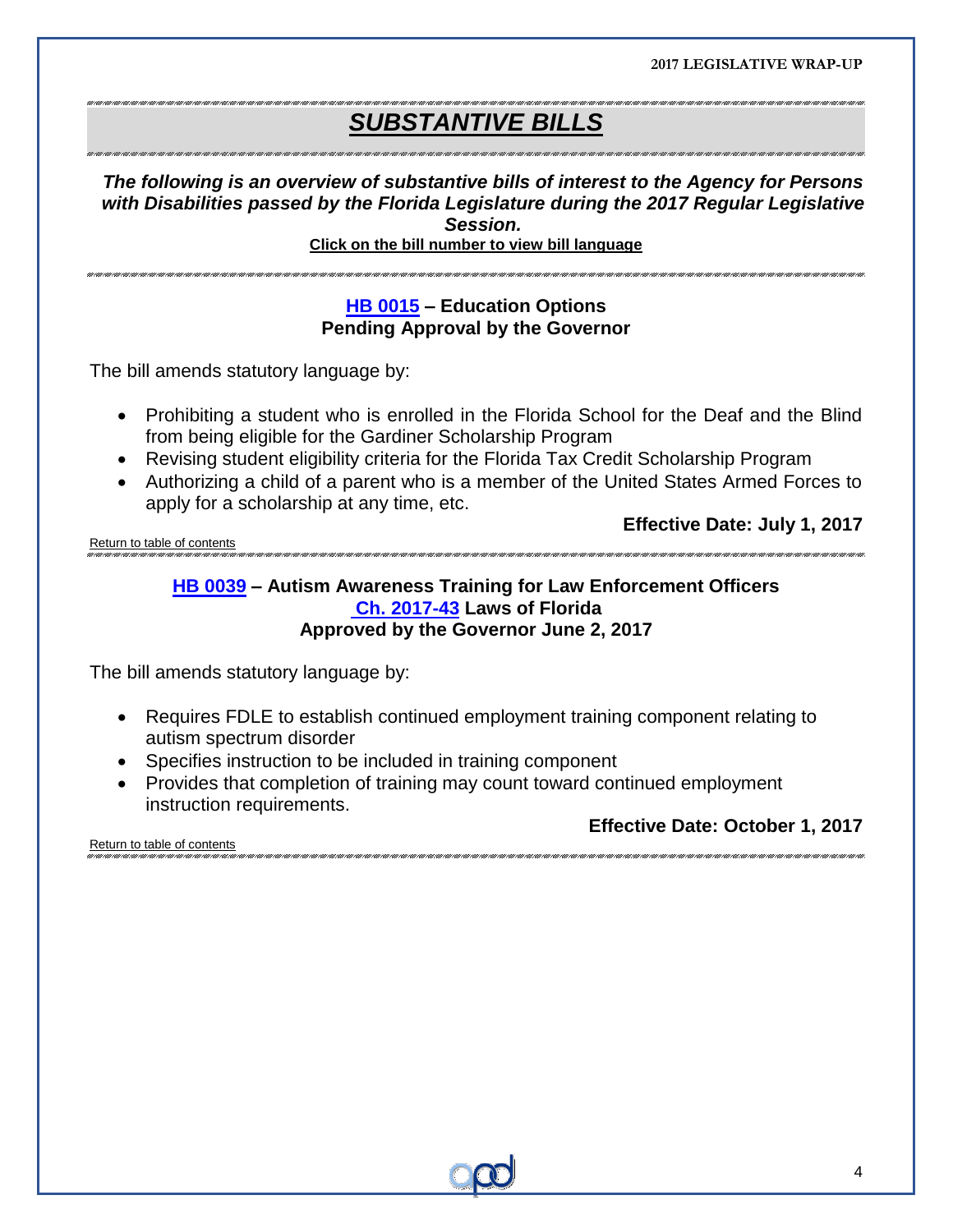# *SUBSTANTIVE BILLS*

***The following is an overview of substantive bills of interest to the Agency for Persons with Disabilities passed by the Florida Legislature during the 2017 Regular Legislative Session.***

**Click on the bill number to view bill language**

## HB 0015 – Education Options
**Pending Approval by the Governor**

The bill amends statutory language by:

- Prohibiting a student who is enrolled in the Florida School for the Deaf and the Blind from being eligible for the Gardiner Scholarship Program
- Revising student eligibility criteria for the Florida Tax Credit Scholarship Program
- Authorizing a child of a parent who is a member of the United States Armed Forces to apply for a scholarship at any time, etc.

**Effective Date: July 1, 2017**

Return to table of contents

## HB 0039 – Autism Awareness Training for Law Enforcement Officers
**Ch. 2017-43 Laws of Florida**
**Approved by the Governor June 2, 2017**

The bill amends statutory language by:

- Requires FDLE to establish continued employment training component relating to autism spectrum disorder
- Specifies instruction to be included in training component
- Provides that completion of training may count toward continued employment instruction requirements.

**Effective Date: October 1, 2017**

Return to table of contents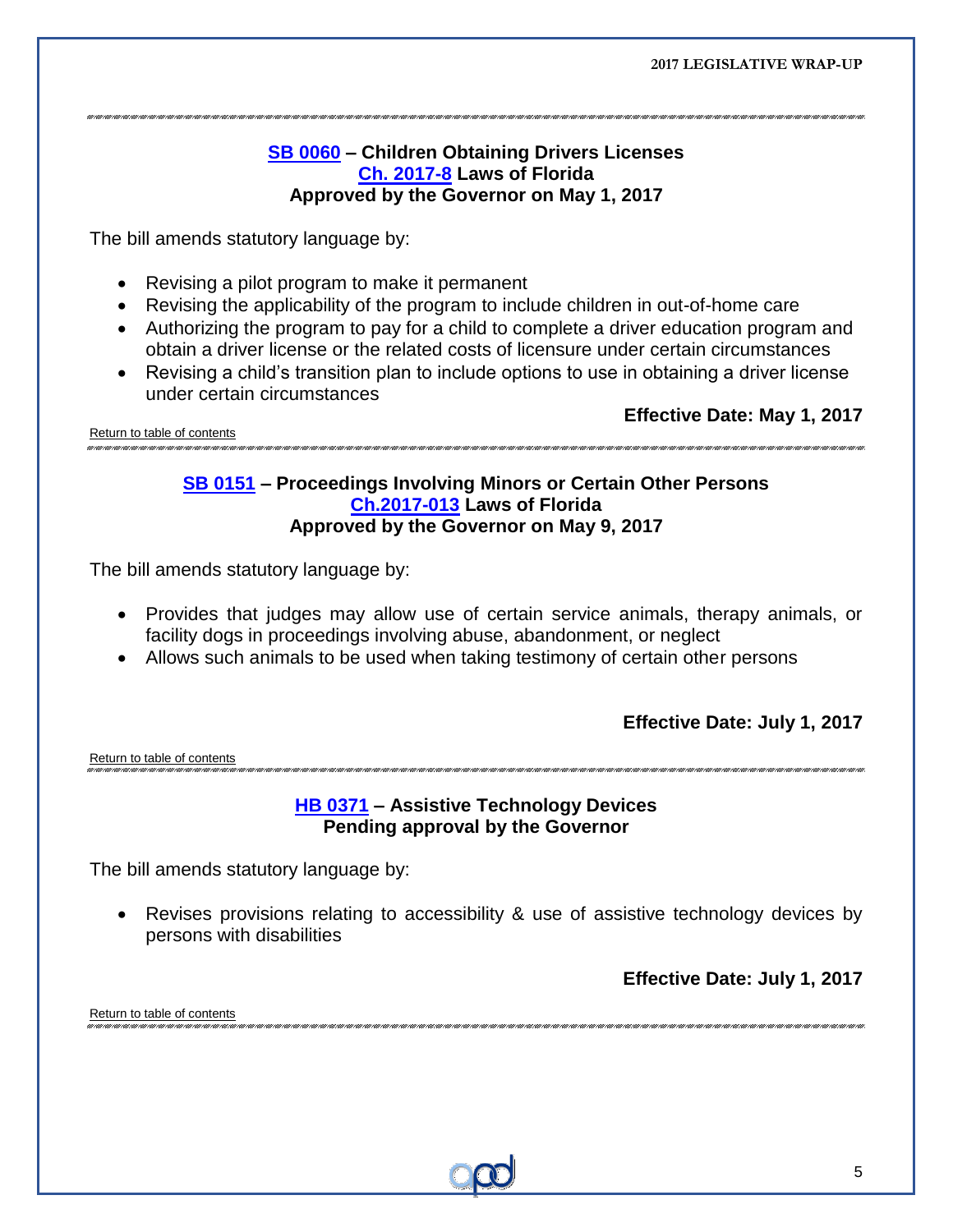**SB 0060 – Children Obtaining Drivers Licenses**
**Ch. 2017-8 Laws of Florida**
**Approved by the Governor on May 1, 2017**

The bill amends statutory language by:

- Revising a pilot program to make it permanent
- Revising the applicability of the program to include children in out-of-home care
- Authorizing the program to pay for a child to complete a driver education program and obtain a driver license or the related costs of licensure under certain circumstances
- Revising a child's transition plan to include options to use in obtaining a driver license under certain circumstances

**Effective Date: May 1, 2017**

Return to table of contents

---

**SB 0151 – Proceedings Involving Minors or Certain Other Persons**
**Ch.2017-013 Laws of Florida**
**Approved by the Governor on May 9, 2017**

The bill amends statutory language by:

- Provides that judges may allow use of certain service animals, therapy animals, or facility dogs in proceedings involving abuse, abandonment, or neglect
- Allows such animals to be used when taking testimony of certain other persons

**Effective Date: July 1, 2017**

Return to table of contents

---

**HB 0371 – Assistive Technology Devices**
**Pending approval by the Governor**

The bill amends statutory language by:

- Revises provisions relating to accessibility & use of assistive technology devices by persons with disabilities

**Effective Date: July 1, 2017**

Return to table of contents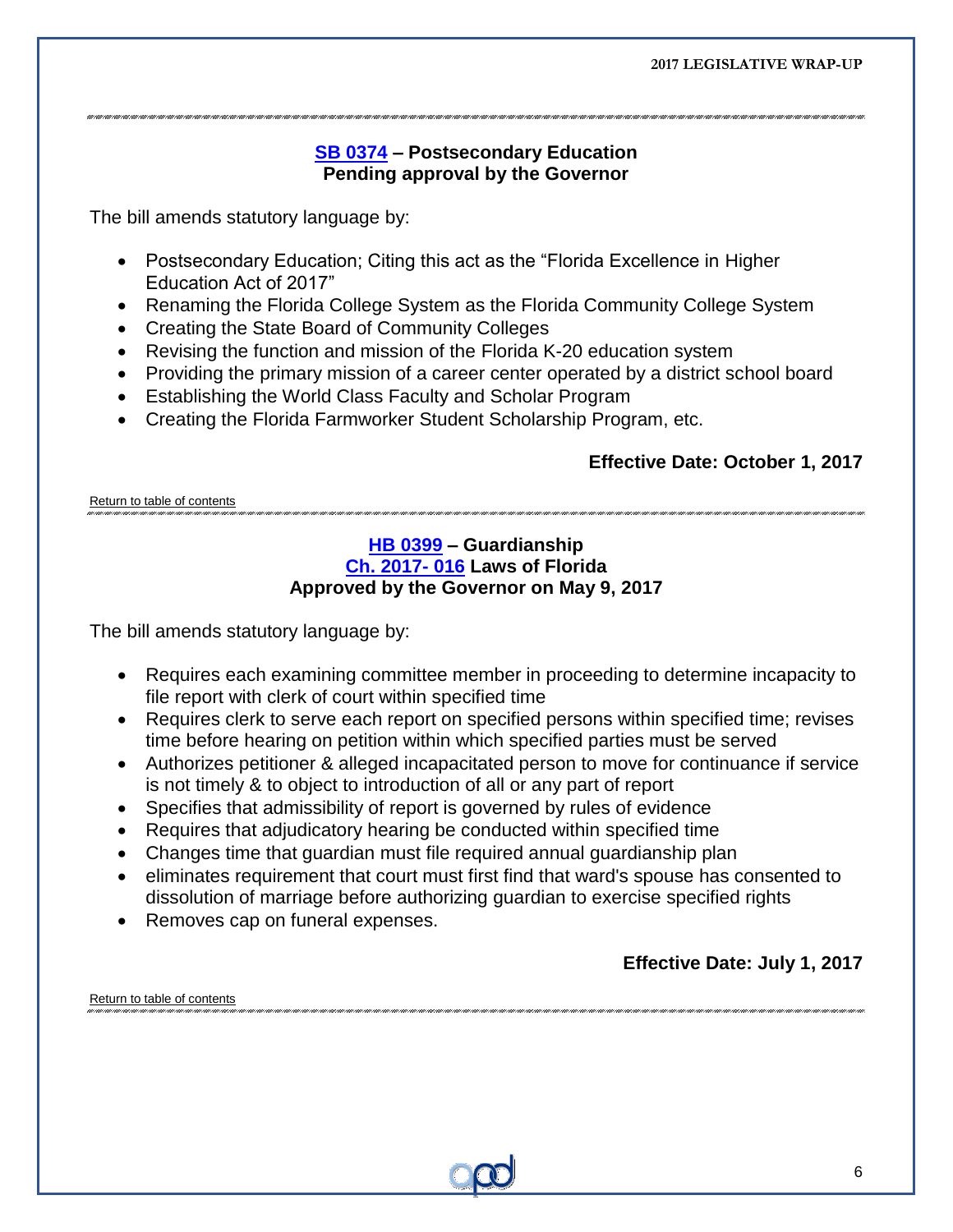### SB 0374 – Postsecondary Education
**Pending approval by the Governor**

The bill amends statutory language by:

- Postsecondary Education; Citing this act as the "Florida Excellence in Higher Education Act of 2017"
- Renaming the Florida College System as the Florida Community College System
- Creating the State Board of Community Colleges
- Revising the function and mission of the Florida K-20 education system
- Providing the primary mission of a career center operated by a district school board
- Establishing the World Class Faculty and Scholar Program
- Creating the Florida Farmworker Student Scholarship Program, etc.

**Effective Date: October 1, 2017**

Return to table of contents

### HB 0399 – Guardianship
**Ch. 2017- 016 Laws of Florida**
**Approved by the Governor on May 9, 2017**

The bill amends statutory language by:

- Requires each examining committee member in proceeding to determine incapacity to file report with clerk of court within specified time
- Requires clerk to serve each report on specified persons within specified time; revises time before hearing on petition within which specified parties must be served
- Authorizes petitioner & alleged incapacitated person to move for continuance if service is not timely & to object to introduction of all or any part of report
- Specifies that admissibility of report is governed by rules of evidence
- Requires that adjudicatory hearing be conducted within specified time
- Changes time that guardian must file required annual guardianship plan
- eliminates requirement that court must first find that ward's spouse has consented to dissolution of marriage before authorizing guardian to exercise specified rights
- Removes cap on funeral expenses.

**Effective Date: July 1, 2017**

Return to table of contents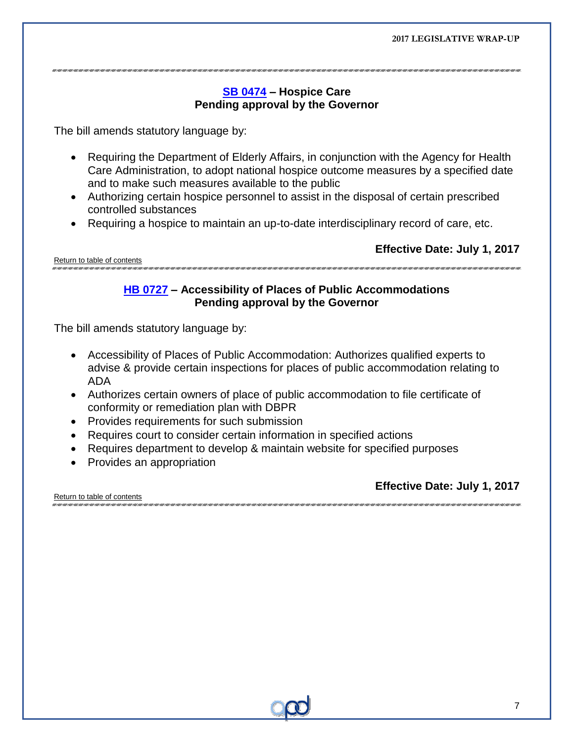### SB 0474 – Hospice Care
**Pending approval by the Governor**

The bill amends statutory language by:

- Requiring the Department of Elderly Affairs, in conjunction with the Agency for Health Care Administration, to adopt national hospice outcome measures by a specified date and to make such measures available to the public
- Authorizing certain hospice personnel to assist in the disposal of certain prescribed controlled substances
- Requiring a hospice to maintain an up-to-date interdisciplinary record of care, etc.

**Effective Date: July 1, 2017**

Return to table of contents

### HB 0727 – Accessibility of Places of Public Accommodations
**Pending approval by the Governor**

The bill amends statutory language by:

- Accessibility of Places of Public Accommodation: Authorizes qualified experts to advise & provide certain inspections for places of public accommodation relating to ADA
- Authorizes certain owners of place of public accommodation to file certificate of conformity or remediation plan with DBPR
- Provides requirements for such submission
- Requires court to consider certain information in specified actions
- Requires department to develop & maintain website for specified purposes
- Provides an appropriation

**Effective Date: July 1, 2017**

Return to table of contents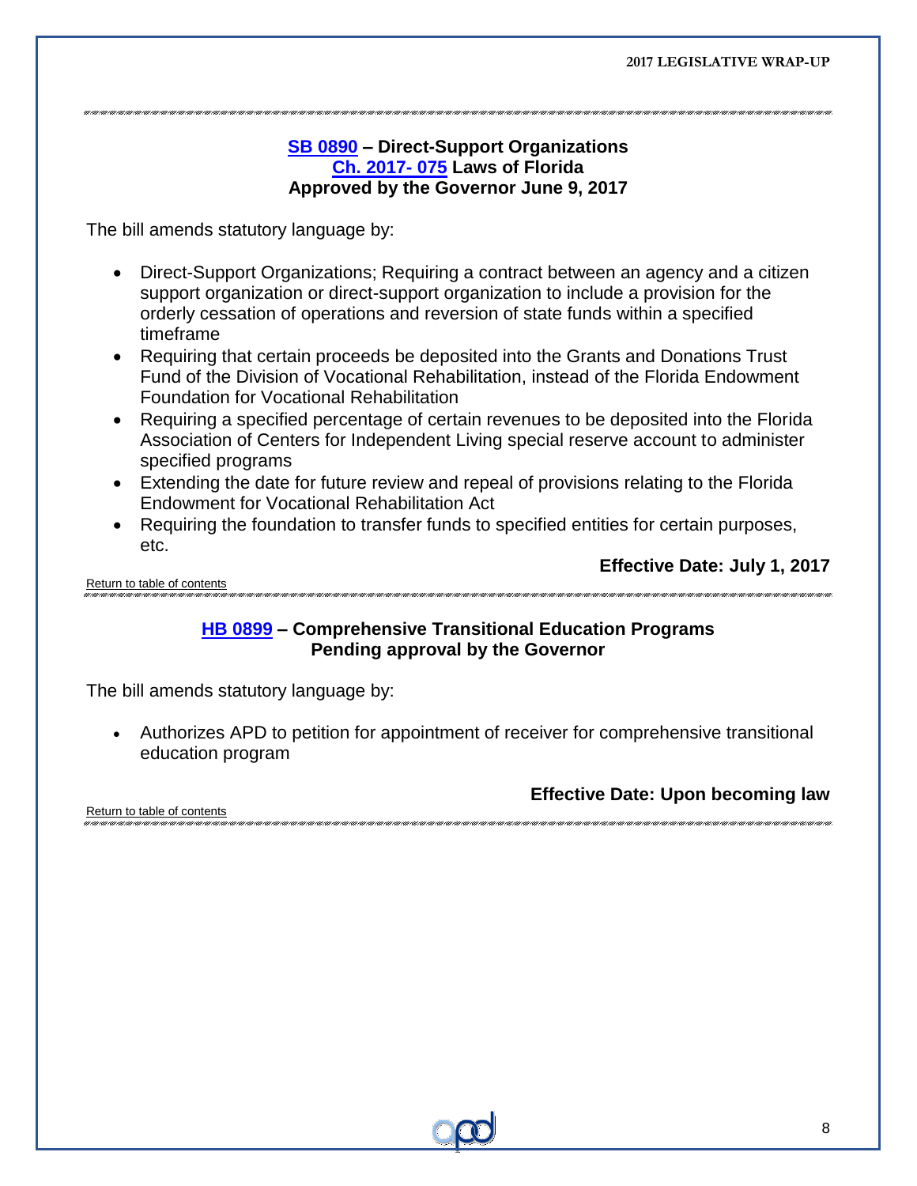## SB 0890 – Direct-Support Organizations
## Ch. 2017- 075 Laws of Florida
## Approved by the Governor June 9, 2017

The bill amends statutory language by:

- Direct-Support Organizations; Requiring a contract between an agency and a citizen support organization or direct-support organization to include a provision for the orderly cessation of operations and reversion of state funds within a specified timeframe
- Requiring that certain proceeds be deposited into the Grants and Donations Trust Fund of the Division of Vocational Rehabilitation, instead of the Florida Endowment Foundation for Vocational Rehabilitation
- Requiring a specified percentage of certain revenues to be deposited into the Florida Association of Centers for Independent Living special reserve account to administer specified programs
- Extending the date for future review and repeal of provisions relating to the Florida Endowment for Vocational Rehabilitation Act
- Requiring the foundation to transfer funds to specified entities for certain purposes, etc.

**Effective Date: July 1, 2017**

Return to table of contents

## HB 0899 – Comprehensive Transitional Education Programs
## Pending approval by the Governor

The bill amends statutory language by:

- Authorizes APD to petition for appointment of receiver for comprehensive transitional education program

**Effective Date: Upon becoming law**

Return to table of contents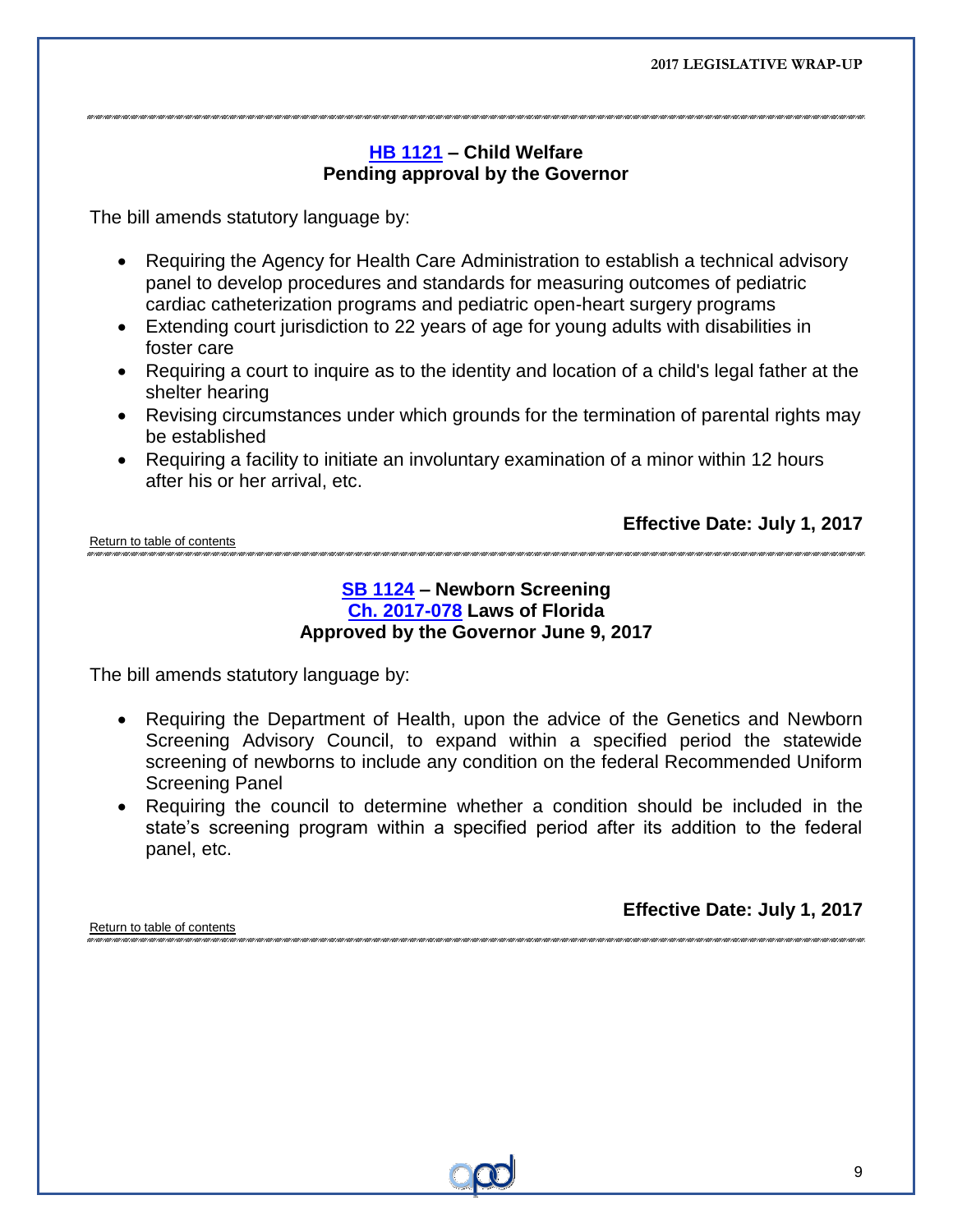### HB 1121 – Child Welfare
**Pending approval by the Governor**

The bill amends statutory language by:

- Requiring the Agency for Health Care Administration to establish a technical advisory panel to develop procedures and standards for measuring outcomes of pediatric cardiac catheterization programs and pediatric open-heart surgery programs
- Extending court jurisdiction to 22 years of age for young adults with disabilities in foster care
- Requiring a court to inquire as to the identity and location of a child's legal father at the shelter hearing
- Revising circumstances under which grounds for the termination of parental rights may be established
- Requiring a facility to initiate an involuntary examination of a minor within 12 hours after his or her arrival, etc.

**Effective Date: July 1, 2017**

Return to table of contents

### SB 1124 – Newborn Screening
**Ch. 2017-078 Laws of Florida**
**Approved by the Governor June 9, 2017**

The bill amends statutory language by:

- Requiring the Department of Health, upon the advice of the Genetics and Newborn Screening Advisory Council, to expand within a specified period the statewide screening of newborns to include any condition on the federal Recommended Uniform Screening Panel
- Requiring the council to determine whether a condition should be included in the state's screening program within a specified period after its addition to the federal panel, etc.

**Effective Date: July 1, 2017**

Return to table of contents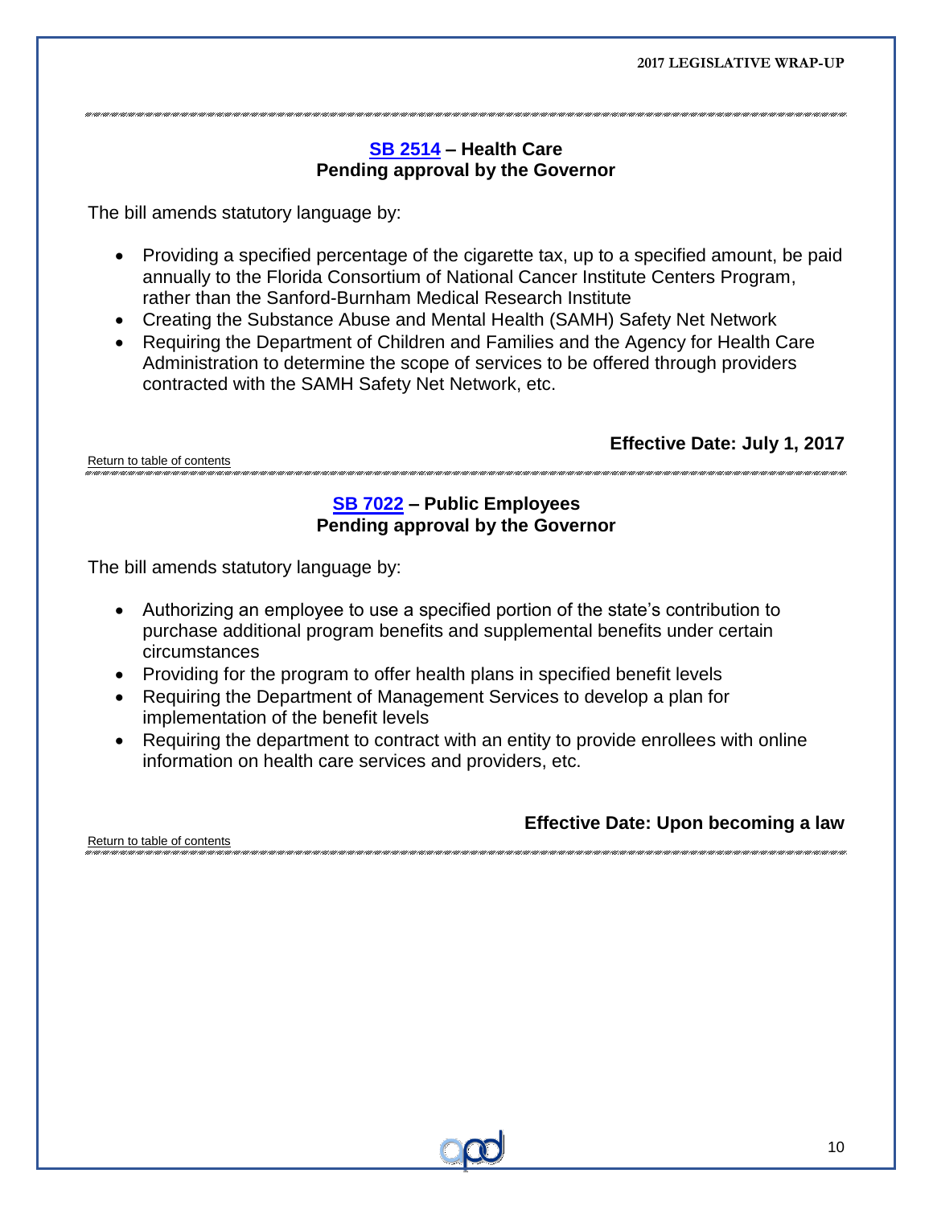## SB 2514 – Health Care
**Pending approval by the Governor**

The bill amends statutory language by:

- Providing a specified percentage of the cigarette tax, up to a specified amount, be paid annually to the Florida Consortium of National Cancer Institute Centers Program, rather than the Sanford-Burnham Medical Research Institute
- Creating the Substance Abuse and Mental Health (SAMH) Safety Net Network
- Requiring the Department of Children and Families and the Agency for Health Care Administration to determine the scope of services to be offered through providers contracted with the SAMH Safety Net Network, etc.

**Effective Date: July 1, 2017**

Return to table of contents

## SB 7022 – Public Employees
**Pending approval by the Governor**

The bill amends statutory language by:

- Authorizing an employee to use a specified portion of the state's contribution to purchase additional program benefits and supplemental benefits under certain circumstances
- Providing for the program to offer health plans in specified benefit levels
- Requiring the Department of Management Services to develop a plan for implementation of the benefit levels
- Requiring the department to contract with an entity to provide enrollees with online information on health care services and providers, etc.

**Effective Date: Upon becoming a law**

Return to table of contents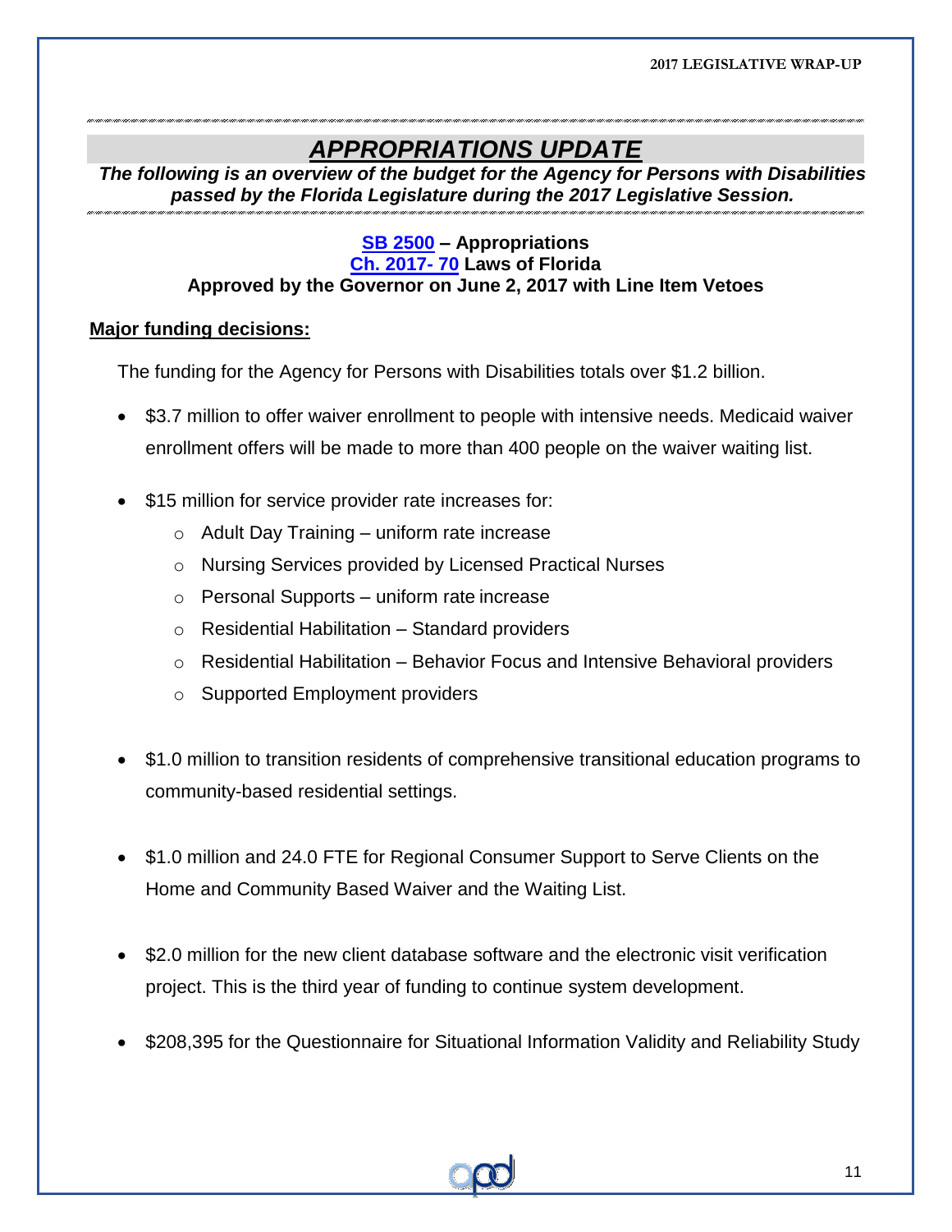# *APPROPRIATIONS UPDATE*

***The following is an overview of the budget for the Agency for Persons with Disabilities passed by the Florida Legislature during the 2017 Legislative Session.***

**SB 2500 – Appropriations**
**Ch. 2017- 70 Laws of Florida**
**Approved by the Governor on June 2, 2017 with Line Item Vetoes**

**Major funding decisions:**

The funding for the Agency for Persons with Disabilities totals over $1.2 billion.

- $3.7 million to offer waiver enrollment to people with intensive needs. Medicaid waiver enrollment offers will be made to more than 400 people on the waiver waiting list.
- $15 million for service provider rate increases for:
  - Adult Day Training – uniform rate increase
  - Nursing Services provided by Licensed Practical Nurses
  - Personal Supports – uniform rate increase
  - Residential Habilitation – Standard providers
  - Residential Habilitation – Behavior Focus and Intensive Behavioral providers
  - Supported Employment providers
- $1.0 million to transition residents of comprehensive transitional education programs to community-based residential settings.
- $1.0 million and 24.0 FTE for Regional Consumer Support to Serve Clients on the Home and Community Based Waiver and the Waiting List.
- $2.0 million for the new client database software and the electronic visit verification project. This is the third year of funding to continue system development.
- $208,395 for the Questionnaire for Situational Information Validity and Reliability Study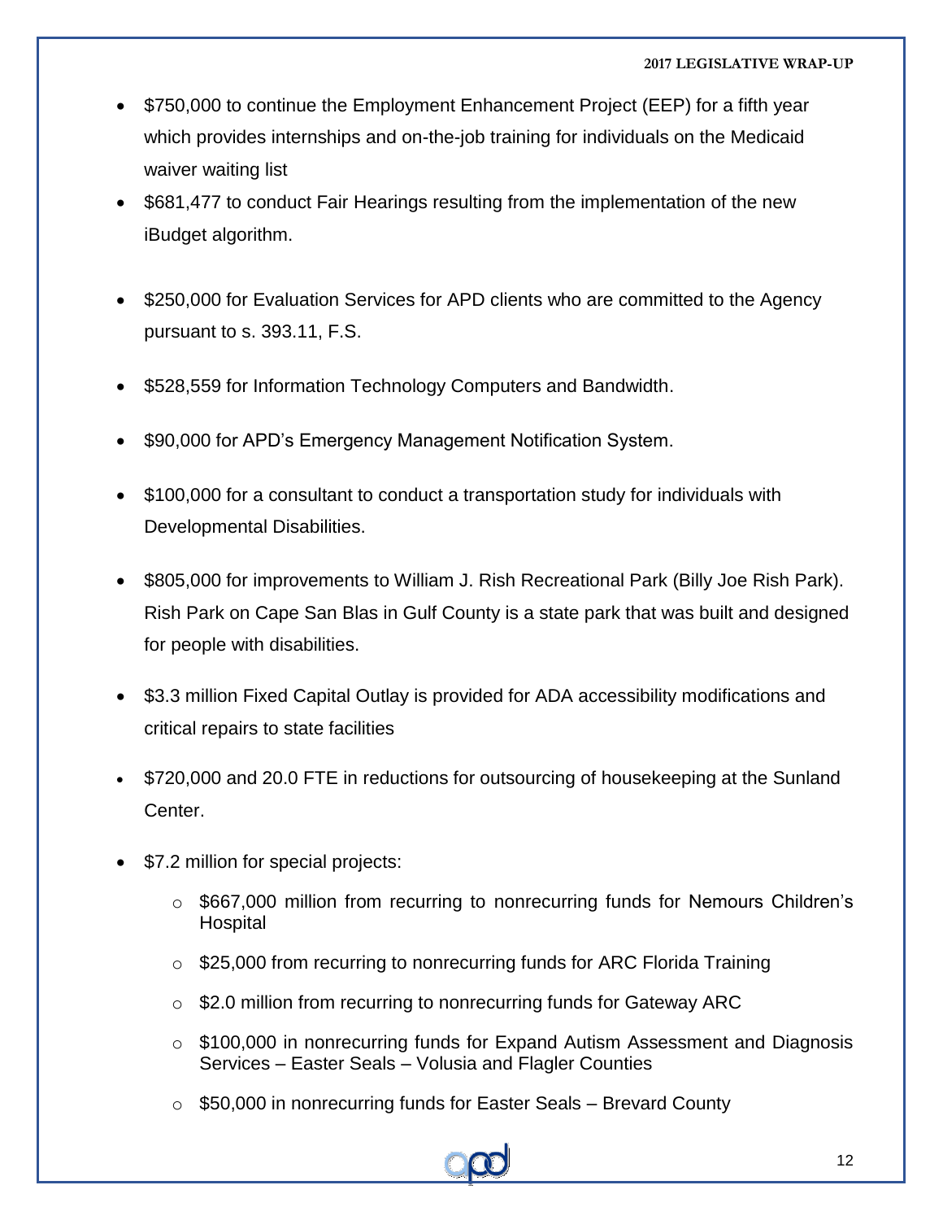- $750,000 to continue the Employment Enhancement Project (EEP) for a fifth year which provides internships and on-the-job training for individuals on the Medicaid waiver waiting list
- $681,477 to conduct Fair Hearings resulting from the implementation of the new iBudget algorithm.
- $250,000 for Evaluation Services for APD clients who are committed to the Agency pursuant to s. 393.11, F.S.
- $528,559 for Information Technology Computers and Bandwidth.
- $90,000 for APD's Emergency Management Notification System.
- $100,000 for a consultant to conduct a transportation study for individuals with Developmental Disabilities.
- $805,000 for improvements to William J. Rish Recreational Park (Billy Joe Rish Park). Rish Park on Cape San Blas in Gulf County is a state park that was built and designed for people with disabilities.
- $3.3 million Fixed Capital Outlay is provided for ADA accessibility modifications and critical repairs to state facilities
- $720,000 and 20.0 FTE in reductions for outsourcing of housekeeping at the Sunland Center.
- $7.2 million for special projects:
    - $667,000 million from recurring to nonrecurring funds for Nemours Children's Hospital
    - $25,000 from recurring to nonrecurring funds for ARC Florida Training
    - $2.0 million from recurring to nonrecurring funds for Gateway ARC
    - $100,000 in nonrecurring funds for Expand Autism Assessment and Diagnosis Services – Easter Seals – Volusia and Flagler Counties
    - $50,000 in nonrecurring funds for Easter Seals – Brevard County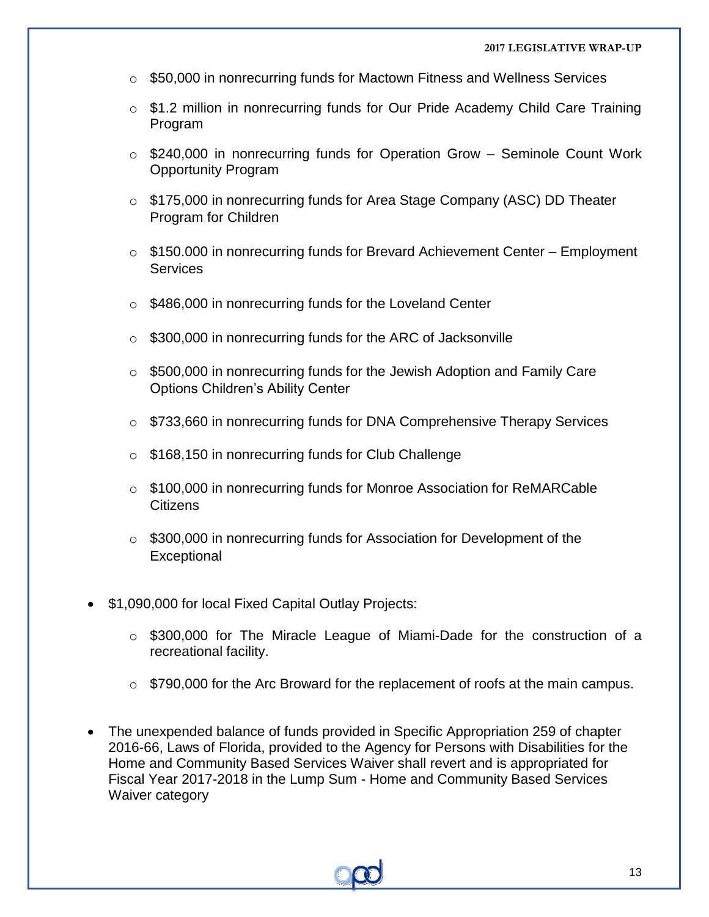- $50,000 in nonrecurring funds for Mactown Fitness and Wellness Services
- $1.2 million in nonrecurring funds for Our Pride Academy Child Care Training Program
- $240,000 in nonrecurring funds for Operation Grow – Seminole Count Work Opportunity Program
- $175,000 in nonrecurring funds for Area Stage Company (ASC) DD Theater Program for Children
- $150.000 in nonrecurring funds for Brevard Achievement Center – Employment Services
- $486,000 in nonrecurring funds for the Loveland Center
- $300,000 in nonrecurring funds for the ARC of Jacksonville
- $500,000 in nonrecurring funds for the Jewish Adoption and Family Care Options Children's Ability Center
- $733,660 in nonrecurring funds for DNA Comprehensive Therapy Services
- $168,150 in nonrecurring funds for Club Challenge
- $100,000 in nonrecurring funds for Monroe Association for ReMARCable Citizens
- $300,000 in nonrecurring funds for Association for Development of the Exceptional

- $1,090,000 for local Fixed Capital Outlay Projects:
  - $300,000 for The Miracle League of Miami-Dade for the construction of a recreational facility.
  - $790,000 for the Arc Broward for the replacement of roofs at the main campus.
- The unexpended balance of funds provided in Specific Appropriation 259 of chapter 2016-66, Laws of Florida, provided to the Agency for Persons with Disabilities for the Home and Community Based Services Waiver shall revert and is appropriated for Fiscal Year 2017-2018 in the Lump Sum - Home and Community Based Services Waiver category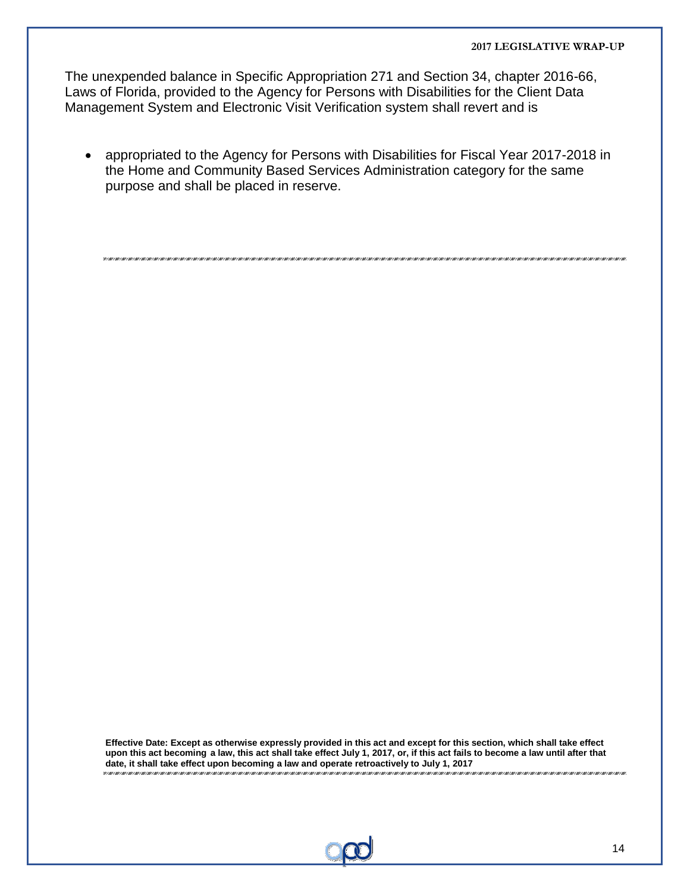The unexpended balance in Specific Appropriation 271 and Section 34, chapter 2016-66, Laws of Florida, provided to the Agency for Persons with Disabilities for the Client Data Management System and Electronic Visit Verification system shall revert and is

- appropriated to the Agency for Persons with Disabilities for Fiscal Year 2017-2018 in the Home and Community Based Services Administration category for the same purpose and shall be placed in reserve.

---

**Effective Date: Except as otherwise expressly provided in this act and except for this section, which shall take effect upon this act becoming a law, this act shall take effect July 1, 2017, or, if this act fails to become a law until after that date, it shall take effect upon becoming a law and operate retroactively to July 1, 2017**

---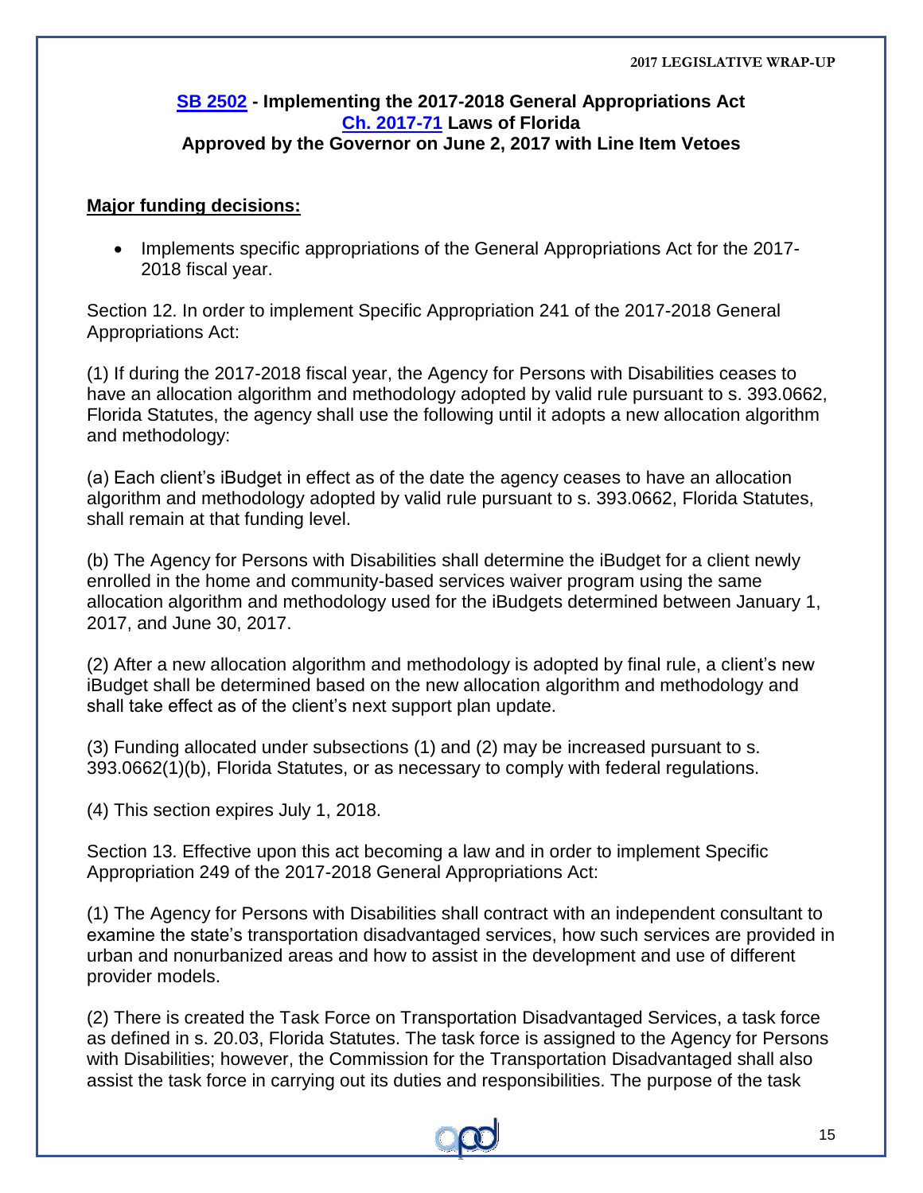### SB 2502 - Implementing the 2017-2018 General Appropriations Act
### Ch. 2017-71 Laws of Florida
### Approved by the Governor on June 2, 2017 with Line Item Vetoes

**Major funding decisions:**

- Implements specific appropriations of the General Appropriations Act for the 2017-2018 fiscal year.

Section 12. In order to implement Specific Appropriation 241 of the 2017-2018 General Appropriations Act:

(1) If during the 2017-2018 fiscal year, the Agency for Persons with Disabilities ceases to have an allocation algorithm and methodology adopted by valid rule pursuant to s. 393.0662, Florida Statutes, the agency shall use the following until it adopts a new allocation algorithm and methodology:

(a) Each client's iBudget in effect as of the date the agency ceases to have an allocation algorithm and methodology adopted by valid rule pursuant to s. 393.0662, Florida Statutes, shall remain at that funding level.

(b) The Agency for Persons with Disabilities shall determine the iBudget for a client newly enrolled in the home and community-based services waiver program using the same allocation algorithm and methodology used for the iBudgets determined between January 1, 2017, and June 30, 2017.

(2) After a new allocation algorithm and methodology is adopted by final rule, a client's new iBudget shall be determined based on the new allocation algorithm and methodology and shall take effect as of the client's next support plan update.

(3) Funding allocated under subsections (1) and (2) may be increased pursuant to s. 393.0662(1)(b), Florida Statutes, or as necessary to comply with federal regulations.

(4) This section expires July 1, 2018.

Section 13. Effective upon this act becoming a law and in order to implement Specific Appropriation 249 of the 2017-2018 General Appropriations Act:

(1) The Agency for Persons with Disabilities shall contract with an independent consultant to examine the state's transportation disadvantaged services, how such services are provided in urban and nonurbanized areas and how to assist in the development and use of different provider models.

(2) There is created the Task Force on Transportation Disadvantaged Services, a task force as defined in s. 20.03, Florida Statutes. The task force is assigned to the Agency for Persons with Disabilities; however, the Commission for the Transportation Disadvantaged shall also assist the task force in carrying out its duties and responsibilities. The purpose of the task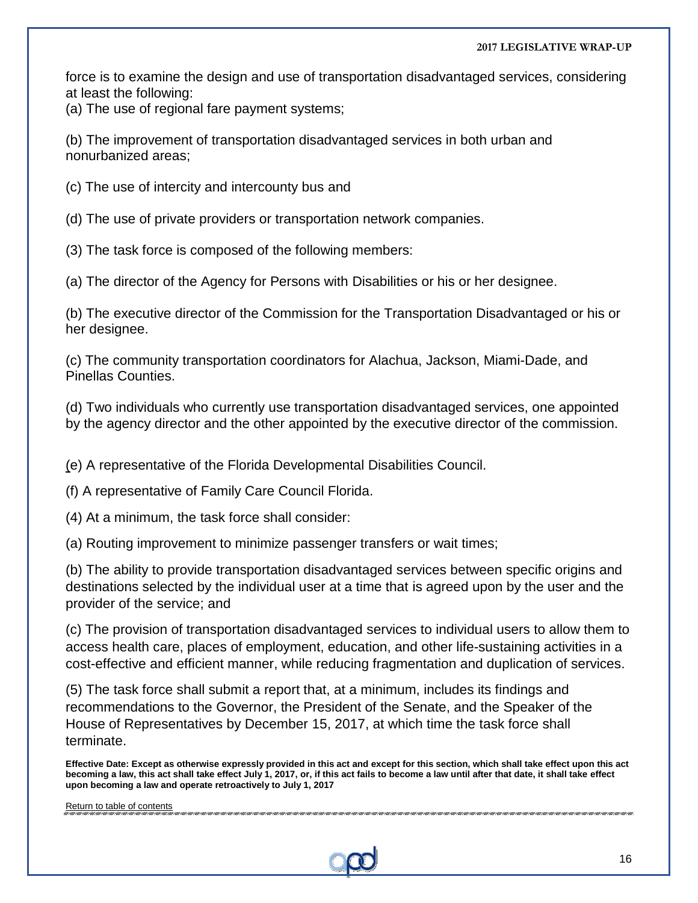force is to examine the design and use of transportation disadvantaged services, considering at least the following:

(a) The use of regional fare payment systems;

(b) The improvement of transportation disadvantaged services in both urban and nonurbanized areas;

(c) The use of intercity and intercounty bus and

(d) The use of private providers or transportation network companies.

(3) The task force is composed of the following members:

(a) The director of the Agency for Persons with Disabilities or his or her designee.

(b) The executive director of the Commission for the Transportation Disadvantaged or his or her designee.

(c) The community transportation coordinators for Alachua, Jackson, Miami-Dade, and Pinellas Counties.

(d) Two individuals who currently use transportation disadvantaged services, one appointed by the agency director and the other appointed by the executive director of the commission.

(e) A representative of the Florida Developmental Disabilities Council.

(f) A representative of Family Care Council Florida.

(4) At a minimum, the task force shall consider:

(a) Routing improvement to minimize passenger transfers or wait times;

(b) The ability to provide transportation disadvantaged services between specific origins and destinations selected by the individual user at a time that is agreed upon by the user and the provider of the service; and

(c) The provision of transportation disadvantaged services to individual users to allow them to access health care, places of employment, education, and other life-sustaining activities in a cost-effective and efficient manner, while reducing fragmentation and duplication of services.

(5) The task force shall submit a report that, at a minimum, includes its findings and recommendations to the Governor, the President of the Senate, and the Speaker of the House of Representatives by December 15, 2017, at which time the task force shall terminate.

**Effective Date: Except as otherwise expressly provided in this act and except for this section, which shall take effect upon this act becoming a law, this act shall take effect July 1, 2017, or, if this act fails to become a law until after that date, it shall take effect upon becoming a law and operate retroactively to July 1, 2017**

Return to table of contents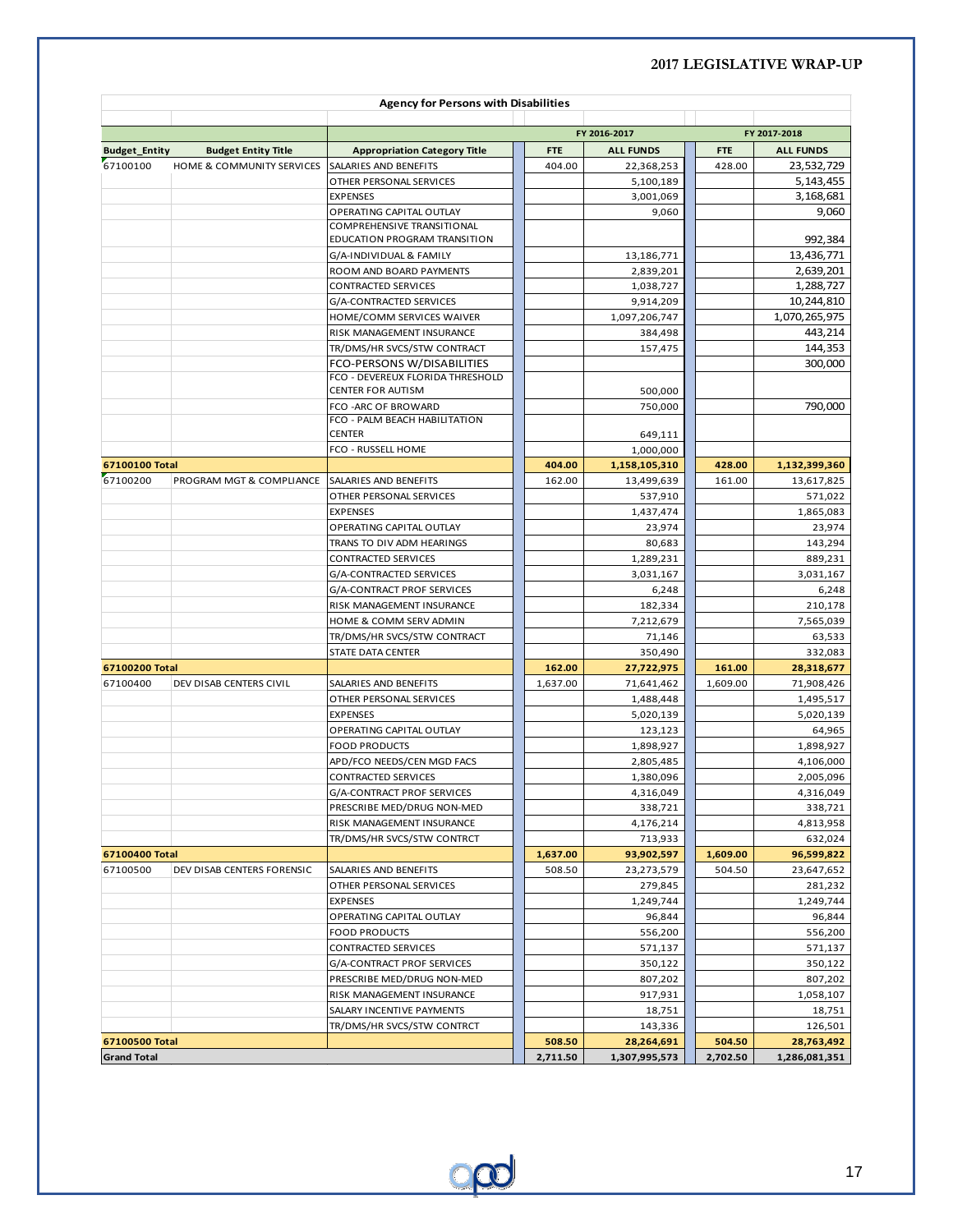**Agency for Persons with Disabilities**

| Budget_Entity | Budget Entity Title | Appropriation Category Title | FY 2016-2017 FTE | FY 2016-2017 ALL FUNDS | FY 2017-2018 FTE | FY 2017-2018 ALL FUNDS |
|---|---|---|---|---|---|---|
| 67100100 | HOME & COMMUNITY SERVICES | SALARIES AND BENEFITS | 404.00 | 22,368,253 | 428.00 | 23,532,729 |
| | | OTHER PERSONAL SERVICES | | 5,100,189 | | 5,143,455 |
| | | EXPENSES | | 3,001,069 | | 3,168,681 |
| | | OPERATING CAPITAL OUTLAY | | 9,060 | | 9,060 |
| | | COMPREHENSIVE TRANSITIONAL EDUCATION PROGRAM TRANSITION | | | | 992,384 |
| | | G/A-INDIVIDUAL & FAMILY | | 13,186,771 | | 13,436,771 |
| | | ROOM AND BOARD PAYMENTS | | 2,839,201 | | 2,639,201 |
| | | CONTRACTED SERVICES | | 1,038,727 | | 1,288,727 |
| | | G/A-CONTRACTED SERVICES | | 9,914,209 | | 10,244,810 |
| | | HOME/COMM SERVICES WAIVER | | 1,097,206,747 | | 1,070,265,975 |
| | | RISK MANAGEMENT INSURANCE | | 384,498 | | 443,214 |
| | | TR/DMS/HR SVCS/STW CONTRACT | | 157,475 | | 144,353 |
| | | FCO-PERSONS W/DISABILITIES | | | | 300,000 |
| | | FCO - DEVEREUX FLORIDA THRESHOLD CENTER FOR AUTISM | | 500,000 | | |
| | | FCO -ARC OF BROWARD | | 750,000 | | 790,000 |
| | | FCO - PALM BEACH HABILITATION CENTER | | 649,111 | | |
| | | FCO - RUSSELL HOME | | 1,000,000 | | |
| **67100100 Total** | | | **404.00** | **1,158,105,310** | **428.00** | **1,132,399,360** |
| 67100200 | PROGRAM MGT & COMPLIANCE | SALARIES AND BENEFITS | 162.00 | 13,499,639 | 161.00 | 13,617,825 |
| | | OTHER PERSONAL SERVICES | | 537,910 | | 571,022 |
| | | EXPENSES | | 1,437,474 | | 1,865,083 |
| | | OPERATING CAPITAL OUTLAY | | 23,974 | | 23,974 |
| | | TRANS TO DIV ADM HEARINGS | | 80,683 | | 143,294 |
| | | CONTRACTED SERVICES | | 1,289,231 | | 889,231 |
| | | G/A-CONTRACTED SERVICES | | 3,031,167 | | 3,031,167 |
| | | G/A-CONTRACT PROF SERVICES | | 6,248 | | 6,248 |
| | | RISK MANAGEMENT INSURANCE | | 182,334 | | 210,178 |
| | | HOME & COMM SERV ADMIN | | 7,212,679 | | 7,565,039 |
| | | TR/DMS/HR SVCS/STW CONTRACT | | 71,146 | | 63,533 |
| | | STATE DATA CENTER | | 350,490 | | 332,083 |
| **67100200 Total** | | | **162.00** | **27,722,975** | **161.00** | **28,318,677** |
| 67100400 | DEV DISAB CENTERS CIVIL | SALARIES AND BENEFITS | 1,637.00 | 71,641,462 | 1,609.00 | 71,908,426 |
| | | OTHER PERSONAL SERVICES | | 1,488,448 | | 1,495,517 |
| | | EXPENSES | | 5,020,139 | | 5,020,139 |
| | | OPERATING CAPITAL OUTLAY | | 123,123 | | 64,965 |
| | | FOOD PRODUCTS | | 1,898,927 | | 1,898,927 |
| | | APD/FCO NEEDS/CEN MGD FACS | | 2,805,485 | | 4,106,000 |
| | | CONTRACTED SERVICES | | 1,380,096 | | 2,005,096 |
| | | G/A-CONTRACT PROF SERVICES | | 4,316,049 | | 4,316,049 |
| | | PRESCRIBE MED/DRUG NON-MED | | 338,721 | | 338,721 |
| | | RISK MANAGEMENT INSURANCE | | 4,176,214 | | 4,813,958 |
| | | TR/DMS/HR SVCS/STW CONTRCT | | 713,933 | | 632,024 |
| **67100400 Total** | | | **1,637.00** | **93,902,597** | **1,609.00** | **96,599,822** |
| 67100500 | DEV DISAB CENTERS FORENSIC | SALARIES AND BENEFITS | 508.50 | 23,273,579 | 504.50 | 23,647,652 |
| | | OTHER PERSONAL SERVICES | | 279,845 | | 281,232 |
| | | EXPENSES | | 1,249,744 | | 1,249,744 |
| | | OPERATING CAPITAL OUTLAY | | 96,844 | | 96,844 |
| | | FOOD PRODUCTS | | 556,200 | | 556,200 |
| | | CONTRACTED SERVICES | | 571,137 | | 571,137 |
| | | G/A-CONTRACT PROF SERVICES | | 350,122 | | 350,122 |
| | | PRESCRIBE MED/DRUG NON-MED | | 807,202 | | 807,202 |
| | | RISK MANAGEMENT INSURANCE | | 917,931 | | 1,058,107 |
| | | SALARY INCENTIVE PAYMENTS | | 18,751 | | 18,751 |
| | | TR/DMS/HR SVCS/STW CONTRCT | | 143,336 | | 126,501 |
| **67100500 Total** | | | **508.50** | **28,264,691** | **504.50** | **28,763,492** |
| **Grand Total** | | | **2,711.50** | **1,307,995,573** | **2,702.50** | **1,286,081,351** |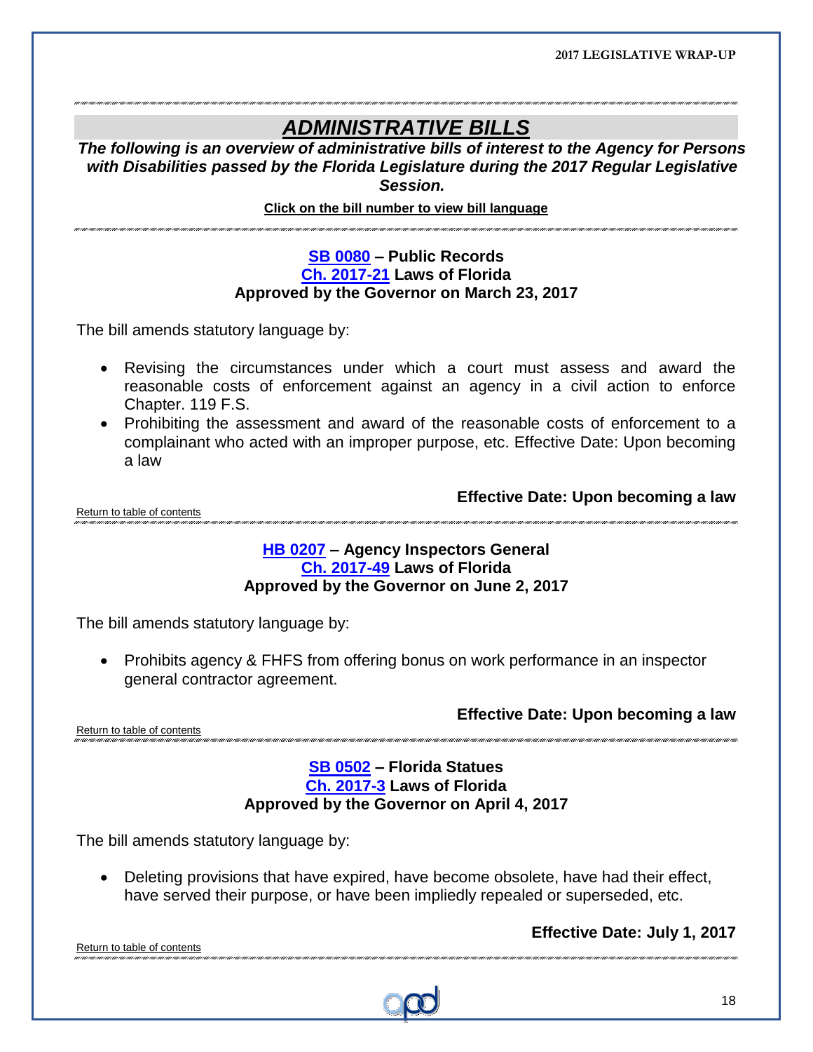# *ADMINISTRATIVE BILLS*

***The following is an overview of administrative bills of interest to the Agency for Persons with Disabilities passed by the Florida Legislature during the 2017 Regular Legislative Session.***

**Click on the bill number to view bill language**

---

### SB 0080 – Public Records
### Ch. 2017-21 Laws of Florida
### Approved by the Governor on March 23, 2017

The bill amends statutory language by:

- Revising the circumstances under which a court must assess and award the reasonable costs of enforcement against an agency in a civil action to enforce Chapter. 119 F.S.
- Prohibiting the assessment and award of the reasonable costs of enforcement to a complainant who acted with an improper purpose, etc. Effective Date: Upon becoming a law

**Effective Date: Upon becoming a law**

Return to table of contents

---

### HB 0207 – Agency Inspectors General
### Ch. 2017-49 Laws of Florida
### Approved by the Governor on June 2, 2017

The bill amends statutory language by:

- Prohibits agency & FHFS from offering bonus on work performance in an inspector general contractor agreement.

**Effective Date: Upon becoming a law**

Return to table of contents

---

### SB 0502 – Florida Statues
### Ch. 2017-3 Laws of Florida
### Approved by the Governor on April 4, 2017

The bill amends statutory language by:

- Deleting provisions that have expired, have become obsolete, have had their effect, have served their purpose, or have been impliedly repealed or superseded, etc.

**Effective Date: July 1, 2017**

Return to table of contents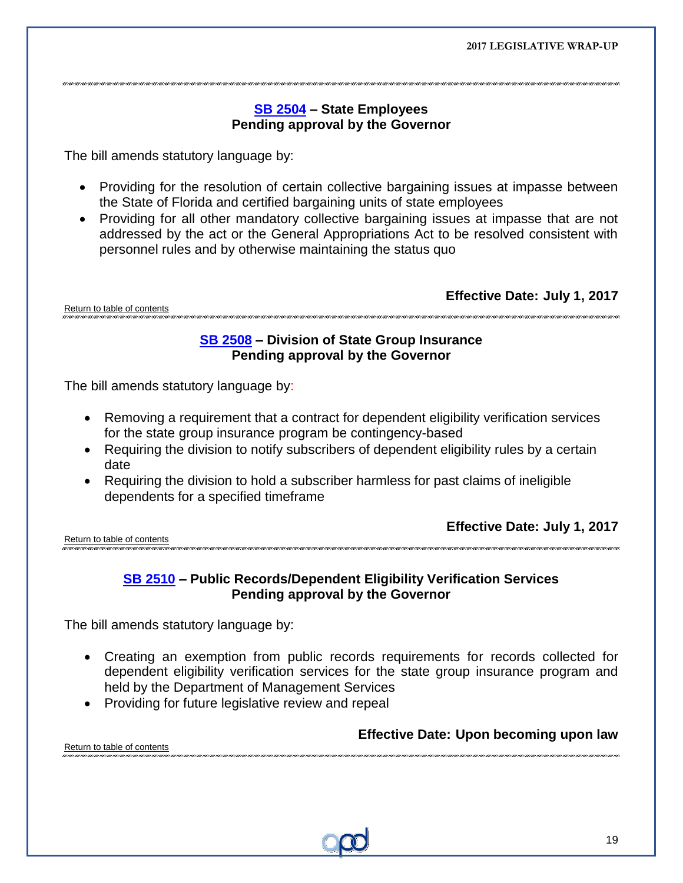---

### SB 2504 – State Employees
**Pending approval by the Governor**

The bill amends statutory language by:

- Providing for the resolution of certain collective bargaining issues at impasse between the State of Florida and certified bargaining units of state employees
- Providing for all other mandatory collective bargaining issues at impasse that are not addressed by the act or the General Appropriations Act to be resolved consistent with personnel rules and by otherwise maintaining the status quo

**Effective Date: July 1, 2017**

Return to table of contents

---

### SB 2508 – Division of State Group Insurance
**Pending approval by the Governor**

The bill amends statutory language by:

- Removing a requirement that a contract for dependent eligibility verification services for the state group insurance program be contingency-based
- Requiring the division to notify subscribers of dependent eligibility rules by a certain date
- Requiring the division to hold a subscriber harmless for past claims of ineligible dependents for a specified timeframe

**Effective Date: July 1, 2017**

Return to table of contents

---

### SB 2510 – Public Records/Dependent Eligibility Verification Services
**Pending approval by the Governor**

The bill amends statutory language by:

- Creating an exemption from public records requirements for records collected for dependent eligibility verification services for the state group insurance program and held by the Department of Management Services
- Providing for future legislative review and repeal

**Effective Date: Upon becoming upon law**

Return to table of contents

---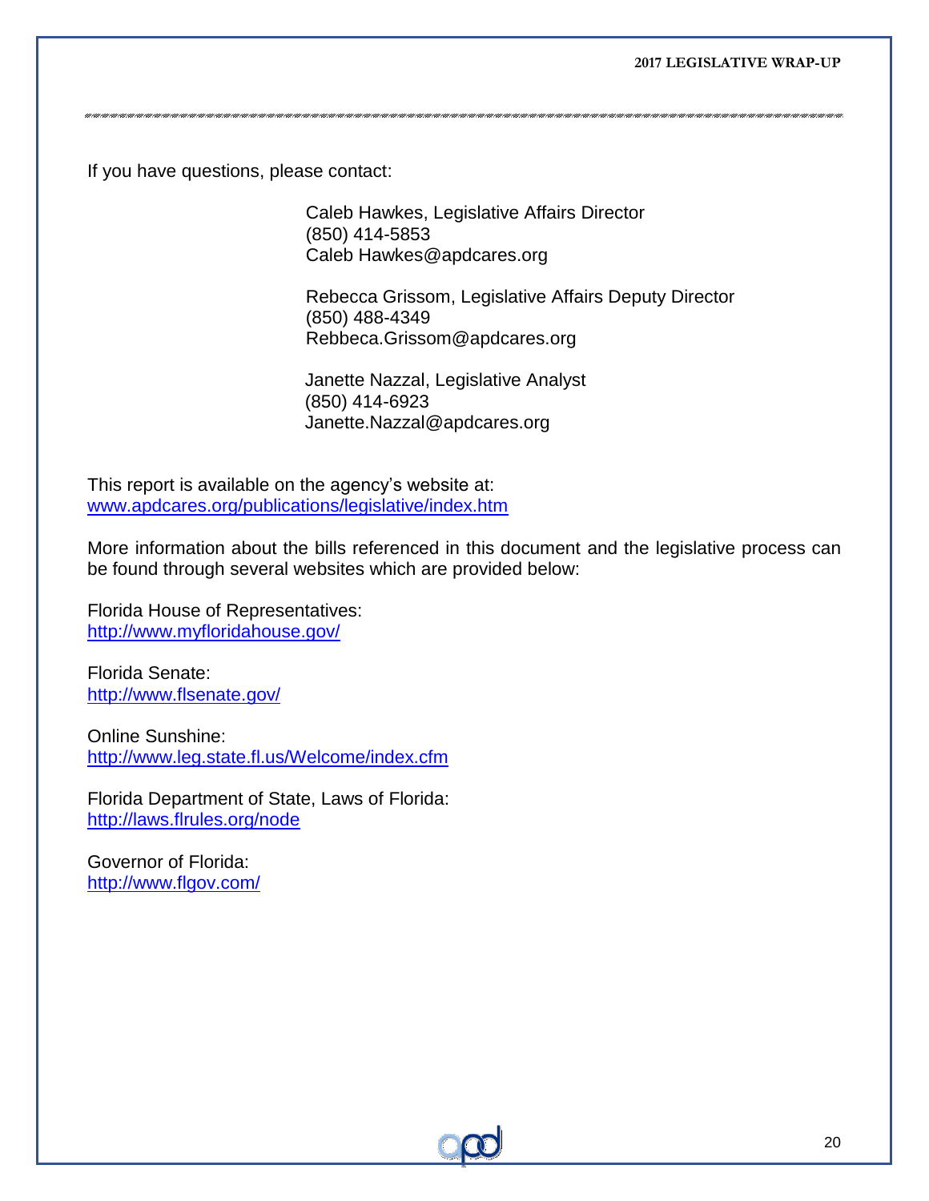If you have questions, please contact:

Caleb Hawkes, Legislative Affairs Director
(850) 414-5853
Caleb Hawkes@apdcares.org

Rebecca Grissom, Legislative Affairs Deputy Director
(850) 488-4349
Rebbeca.Grissom@apdcares.org

Janette Nazzal, Legislative Analyst
(850) 414-6923
Janette.Nazzal@apdcares.org

This report is available on the agency's website at:
www.apdcares.org/publications/legislative/index.htm

More information about the bills referenced in this document and the legislative process can be found through several websites which are provided below:

Florida House of Representatives:
http://www.myfloridahouse.gov/

Florida Senate:
http://www.flsenate.gov/

Online Sunshine:
http://www.leg.state.fl.us/Welcome/index.cfm

Florida Department of State, Laws of Florida:
http://laws.flrules.org/node

Governor of Florida:
http://www.flgov.com/